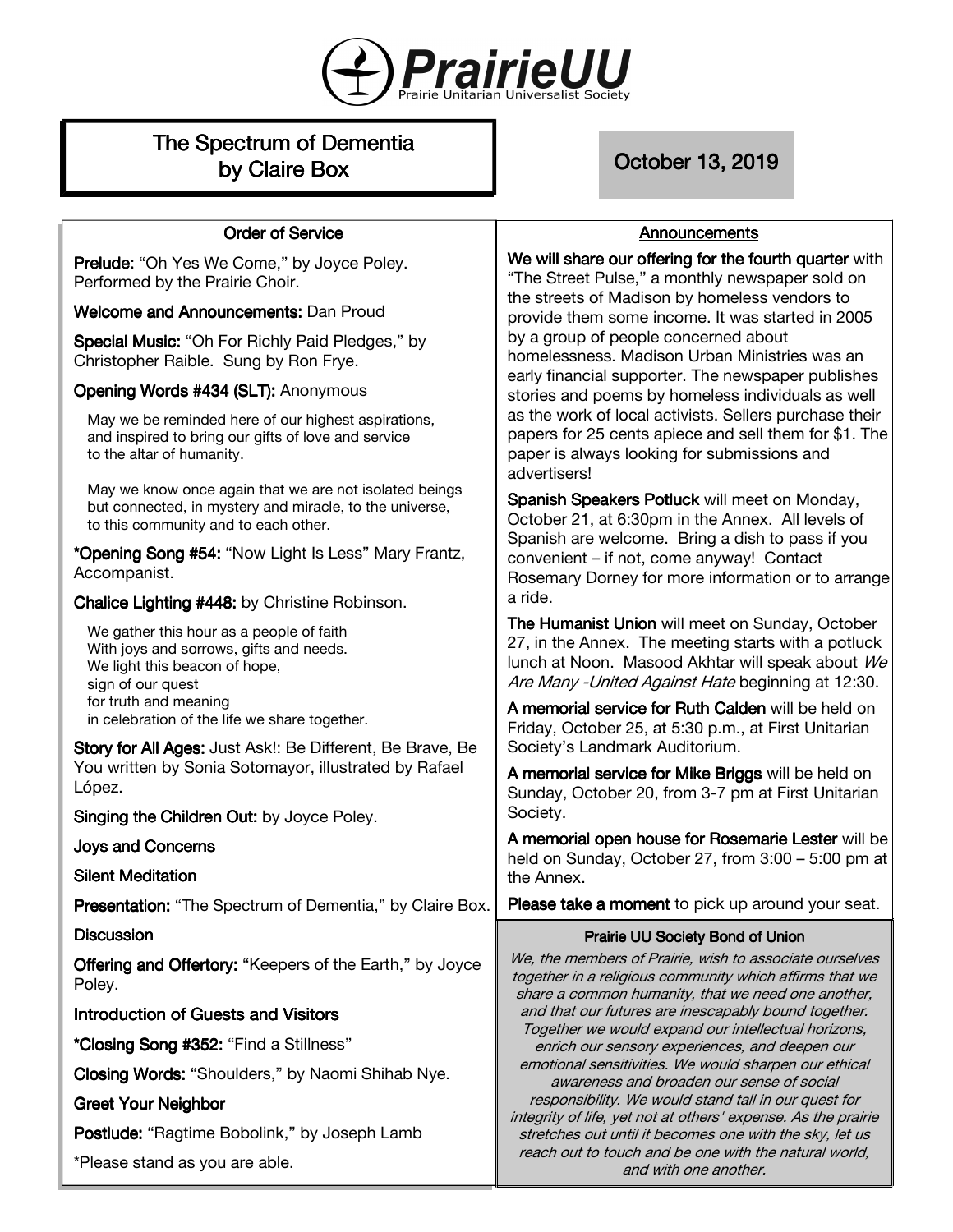# PrairieUU

Prairie Unitarian Universalist Society

## The Spectrum of Dementia by Claire Box

**October 13, 2019**

### Order of Service

**Prelude:** "Oh Yes We Come," by Joyce Poley. Performed by the Prairie Choir.

**Welcome and Announcements:** Dan Proud

**Special Music:** "Oh For Richly Paid Pledges," by Christopher Raible. Sung by Ron Frye.

**Opening Words #434 (SLT):** Anonymous

May we be reminded here of our highest aspirations,
and inspired to bring our gifts of love and service
to the altar of humanity.

May we know once again that we are not isolated beings
but connected, in mystery and miracle, to the universe,
to this community and to each other.

***Opening Song #54:** "Now Light Is Less" Mary Frantz, Accompanist.

**Chalice Lighting #448:** by Christine Robinson.

We gather this hour as a people of faith
With joys and sorrows, gifts and needs.
We light this beacon of hope,
sign of our quest
for truth and meaning
in celebration of the life we share together.

**Story for All Ages:** Just Ask!: Be Different, Be Brave, Be You written by Sonia Sotomayor, illustrated by Rafael López.

**Singing the Children Out:** by Joyce Poley.

**Joys and Concerns**

**Silent Meditation**

**Presentation:** "The Spectrum of Dementia," by Claire Box.

**Discussion**

**Offering and Offertory:** "Keepers of the Earth," by Joyce Poley.

**Introduction of Guests and Visitors**

***Closing Song #352:** "Find a Stillness"

**Closing Words:** "Shoulders," by Naomi Shihab Nye.

**Greet Your Neighbor**

**Postlude:** "Ragtime Bobolink," by Joseph Lamb

*Please stand as you are able.

### Announcements

**We will share our offering for the fourth quarter** with "The Street Pulse," a monthly newspaper sold on the streets of Madison by homeless vendors to provide them some income. It was started in 2005 by a group of people concerned about homelessness. Madison Urban Ministries was an early financial supporter. The newspaper publishes stories and poems by homeless individuals as well as the work of local activists. Sellers purchase their papers for 25 cents apiece and sell them for $1. The paper is always looking for submissions and advertisers!

**Spanish Speakers Potluck** will meet on Monday, October 21, at 6:30pm in the Annex. All levels of Spanish are welcome. Bring a dish to pass if you convenient – if not, come anyway! Contact Rosemary Dorney for more information or to arrange a ride.

**The Humanist Union** will meet on Sunday, October 27, in the Annex. The meeting starts with a potluck lunch at Noon. Masood Akhtar will speak about *We Are Many -United Against Hate* beginning at 12:30.

**A memorial service for Ruth Calden** will be held on Friday, October 25, at 5:30 p.m., at First Unitarian Society's Landmark Auditorium.

**A memorial service for Mike Briggs** will be held on Sunday, October 20, from 3-7 pm at First Unitarian Society.

**A memorial open house for Rosemarie Lester** will be held on Sunday, October 27, from 3:00 – 5:00 pm at the Annex.

**Please take a moment** to pick up around your seat.

### Prairie UU Society Bond of Union

*We, the members of Prairie, wish to associate ourselves together in a religious community which affirms that we share a common humanity, that we need one another, and that our futures are inescapably bound together. Together we would expand our intellectual horizons, enrich our sensory experiences, and deepen our emotional sensitivities. We would sharpen our ethical awareness and broaden our sense of social responsibility. We would stand tall in our quest for integrity of life, yet not at others' expense. As the prairie stretches out until it becomes one with the sky, let us reach out to touch and be one with the natural world, and with one another.*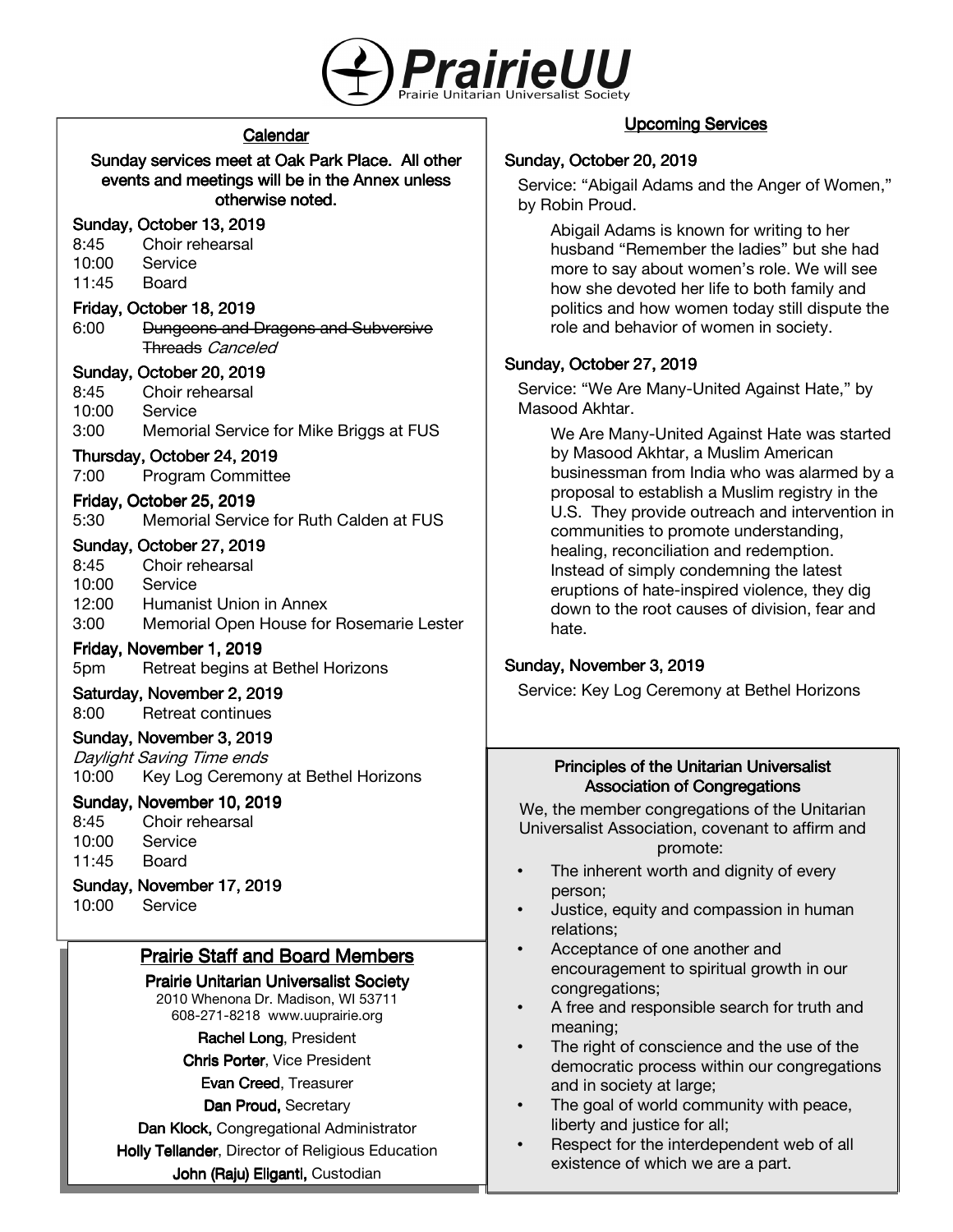# PrairieUU

Prairie Unitarian Universalist Society

## Calendar

**Sunday services meet at Oak Park Place. All other events and meetings will be in the Annex unless otherwise noted.**

**Sunday, October 13, 2019**
8:45 Choir rehearsal
10:00 Service
11:45 Board

**Friday, October 18, 2019**
6:00 ~~Dungeons and Dragons and Subversive Threads~~ *Canceled*

**Sunday, October 20, 2019**
8:45 Choir rehearsal
10:00 Service
3:00 Memorial Service for Mike Briggs at FUS

**Thursday, October 24, 2019**
7:00 Program Committee

**Friday, October 25, 2019**
5:30 Memorial Service for Ruth Calden at FUS

**Sunday, October 27, 2019**
8:45 Choir rehearsal
10:00 Service
12:00 Humanist Union in Annex
3:00 Memorial Open House for Rosemarie Lester

**Friday, November 1, 2019**
5pm Retreat begins at Bethel Horizons

**Saturday, November 2, 2019**
8:00 Retreat continues

**Sunday, November 3, 2019**
*Daylight Saving Time ends*
10:00 Key Log Ceremony at Bethel Horizons

**Sunday, November 10, 2019**
8:45 Choir rehearsal
10:00 Service
11:45 Board

**Sunday, November 17, 2019**
10:00 Service

## Upcoming Services

**Sunday, October 20, 2019**

Service: "Abigail Adams and the Anger of Women," by Robin Proud.

Abigail Adams is known for writing to her husband "Remember the ladies" but she had more to say about women's role. We will see how she devoted her life to both family and politics and how women today still dispute the role and behavior of women in society.

**Sunday, October 27, 2019**

Service: "We Are Many-United Against Hate," by Masood Akhtar.

We Are Many-United Against Hate was started by Masood Akhtar, a Muslim American businessman from India who was alarmed by a proposal to establish a Muslim registry in the U.S. They provide outreach and intervention in communities to promote understanding, healing, reconciliation and redemption. Instead of simply condemning the latest eruptions of hate-inspired violence, they dig down to the root causes of division, fear and hate.

**Sunday, November 3, 2019**

Service: Key Log Ceremony at Bethel Horizons

## Prairie Staff and Board Members

**Prairie Unitarian Universalist Society**
2010 Whenona Dr. Madison, WI 53711
608-271-8218 www.uuprairie.org

**Rachel Long**, President
**Chris Porter**, Vice President
**Evan Creed**, Treasurer
**Dan Proud,** Secretary
**Dan Klock,** Congregational Administrator
**Holly Tellander**, Director of Religious Education
**John (Raju) Ellganti,** Custodian

### Principles of the Unitarian Universalist Association of Congregations

We, the member congregations of the Unitarian Universalist Association, covenant to affirm and promote:

- The inherent worth and dignity of every person;
- Justice, equity and compassion in human relations;
- Acceptance of one another and encouragement to spiritual growth in our congregations;
- A free and responsible search for truth and meaning;
- The right of conscience and the use of the democratic process within our congregations and in society at large;
- The goal of world community with peace, liberty and justice for all;
- Respect for the interdependent web of all existence of which we are a part.